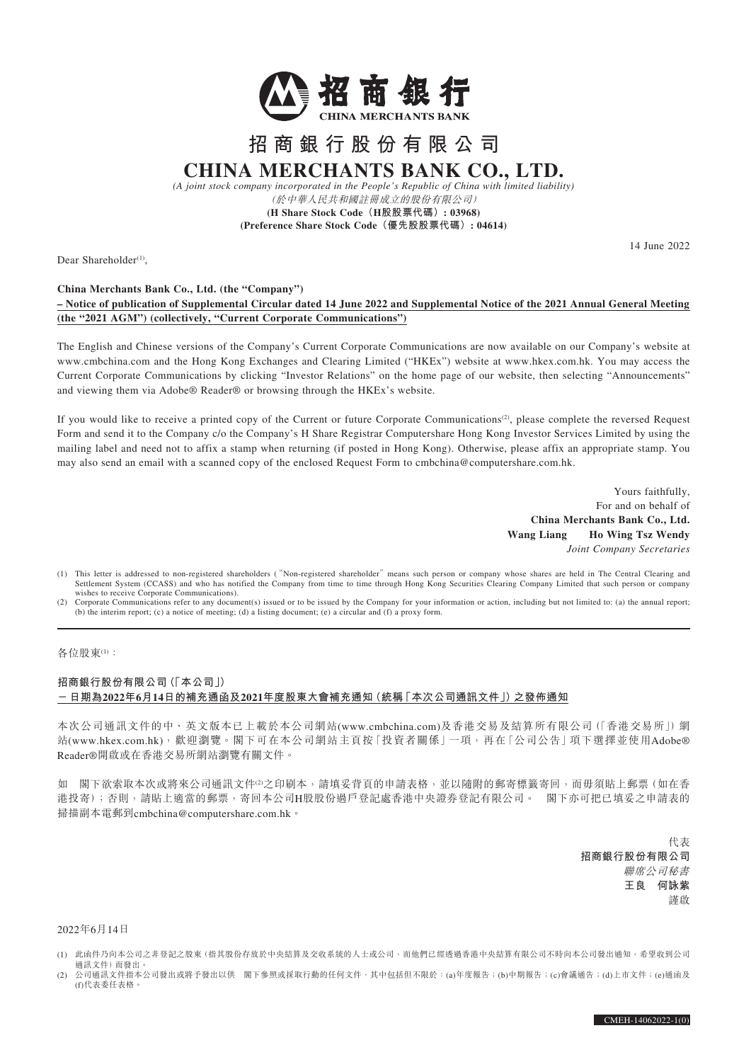招商銀行
CHINA MERCHANTS BANK

# 招商銀行股份有限公司
# CHINA MERCHANTS BANK CO., LTD.

*(A joint stock company incorporated in the People's Republic of China with limited liability)*
*(於中華人民共和國註冊成立的股份有限公司)*
**(H Share Stock Code（H股股票代碼）: 03968)**
**(Preference Share Stock Code（優先股股票代碼）: 04614)**

14 June 2022

Dear Shareholder[1],

**China Merchants Bank Co., Ltd. (the "Company")**
**– Notice of publication of Supplemental Circular dated 14 June 2022 and Supplemental Notice of the 2021 Annual General Meeting (the "2021 AGM") (collectively, "Current Corporate Communications")**

The English and Chinese versions of the Company's Current Corporate Communications are now available on our Company's website at www.cmbchina.com and the Hong Kong Exchanges and Clearing Limited ("HKEx") website at www.hkex.com.hk. You may access the Current Corporate Communications by clicking "Investor Relations" on the home page of our website, then selecting "Announcements" and viewing them via Adobe® Reader® or browsing through the HKEx's website.

If you would like to receive a printed copy of the Current or future Corporate Communications[2], please complete the reversed Request Form and send it to the Company c/o the Company's H Share Registrar Computershare Hong Kong Investor Services Limited by using the mailing label and need not to affix a stamp when returning (if posted in Hong Kong). Otherwise, please affix an appropriate stamp. You may also send an email with a scanned copy of the enclosed Request Form to cmbchina@computershare.com.hk.

Yours faithfully,
For and on behalf of
**China Merchants Bank Co., Ltd.**
**Wang Liang Ho Wing Tsz Wendy**
*Joint Company Secretaries*

(1) This letter is addressed to non-registered shareholders ("Non-registered shareholder" means such person or company whose shares are held in The Central Clearing and Settlement System (CCASS) and who has notified the Company from time to time through Hong Kong Securities Clearing Company Limited that such person or company wishes to receive Corporate Communications).
(2) Corporate Communications refer to any document(s) issued or to be issued by the Company for your information or action, including but not limited to: (a) the annual report; (b) the interim report; (c) a notice of meeting; (d) a listing document; (e) a circular and (f) a proxy form.

---

各位股東[1]：

**招商銀行股份有限公司（「本公司」）**
**－日期為2022年6月14日的補充通函及2021年度股東大會補充通知（統稱「本次公司通訊文件」）之發佈通知**

本次公司通訊文件的中、英文版本已上載於本公司網站(www.cmbchina.com)及香港交易及結算所有限公司（「香港交易所」）網站(www.hkex.com.hk)，歡迎瀏覽。閣下可在本公司網站主頁按「投資者關係」一項，再在「公司公告」項下選擇並使用Adobe® Reader®開啟或在香港交易所網站瀏覽有關文件。

如 閣下欲索取本次或將來公司通訊文件[2]之印刷本，請填妥背頁的申請表格，並以隨附的郵寄標籤寄回，而毋須貼上郵票（如在香港投寄）；否則，請貼上適當的郵票，寄回本公司H股股份過戶登記處香港中央證券登記有限公司。 閣下亦可把已填妥之申請表的掃描副本電郵到cmbchina@computershare.com.hk。

代表
**招商銀行股份有限公司**
*聯席公司秘書*
**王良 何詠紫**
謹啟

2022年6月14日

(1) 此函件乃向本公司之非登記之股東（指其股份存放於中央結算及交收系統的人士或公司，而他們已經透過香港中央結算有限公司不時向本公司發出通知，希望收到公司通訊文件）而發出。
(2) 公司通訊文件指本公司發出或將予發出以供 閣下參照或採取行動的任何文件，其中包括但不限於：(a)年度報告；(b)中期報告；(c)會議通告；(d)上市文件；(e)通函及(f)代表委任表格。

CMEH-14062022-1(0)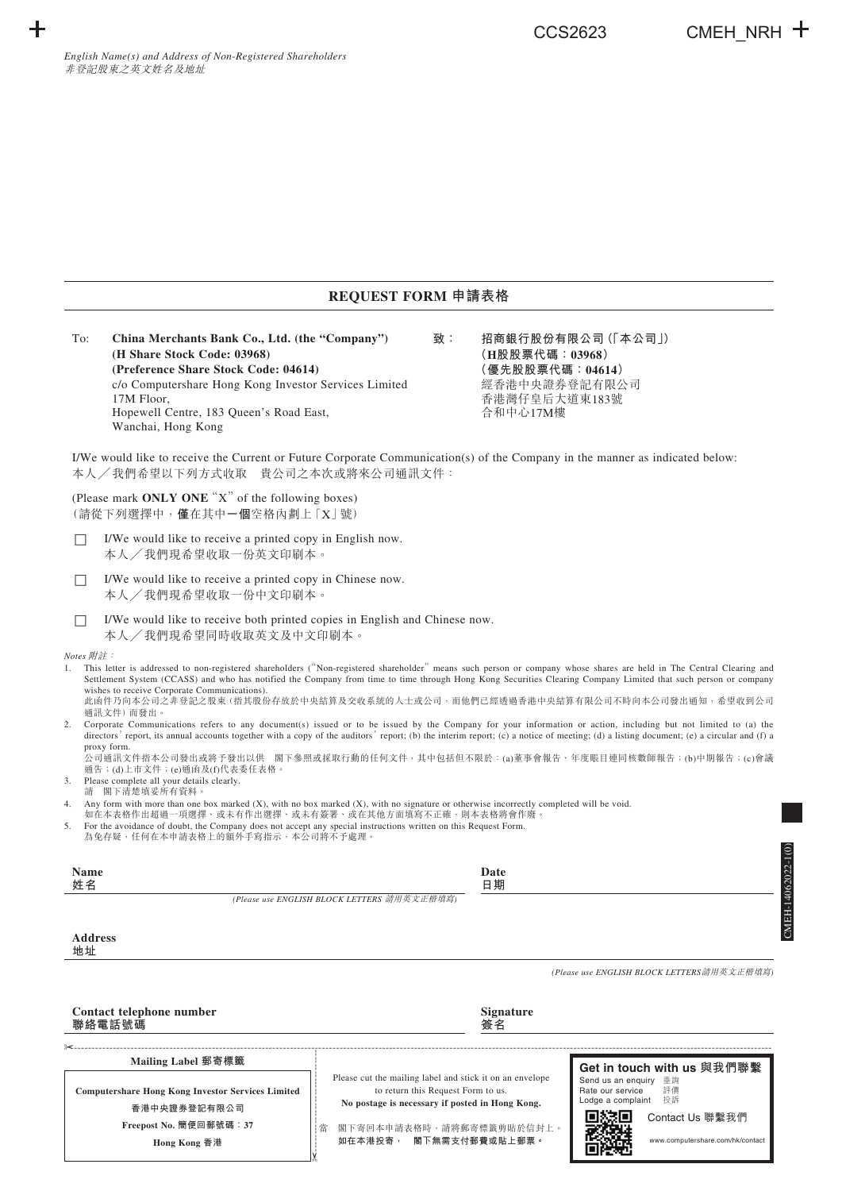*English Name(s) and Address of Non-Registered Shareholders*
*非登記股東之英文姓名及地址*

## REQUEST FORM 申請表格

To: **China Merchants Bank Co., Ltd. (the "Company")**
**(H Share Stock Code: 03968)**
**(Preference Share Stock Code: 04614)**
c/o Computershare Hong Kong Investor Services Limited
17M Floor,
Hopewell Centre, 183 Queen's Road East,
Wanchai, Hong Kong

致： **招商銀行股份有限公司(「本公司」)**
**(H股股票代碼：03968)**
**(優先股股票代碼：04614)**
經香港中央證券登記有限公司
香港灣仔皇后大道東183號
合和中心17M樓

I/We would like to receive the Current or Future Corporate Communication(s) of the Company in the manner as indicated below:
本人／我們希望以下列方式收取　貴公司之本次或將來公司通訊文件：

(Please mark **ONLY ONE** "X" of the following boxes)
(請從下列選擇中，**僅**在其中**一個**空格內劃上「X」號)

- ☐ I/We would like to receive a printed copy in English now.
  本人／我們現希望收取一份英文印刷本。
- ☐ I/We would like to receive a printed copy in Chinese now.
  本人／我們現希望收取一份中文印刷本。
- ☐ I/We would like to receive both printed copies in English and Chinese now.
  本人／我們現希望同時收取英文及中文印刷本。

*Notes 附註：*

1. This letter is addressed to non-registered shareholders ("Non-registered shareholder" means such person or company whose shares are held in The Central Clearing and Settlement System (CCASS) and who has notified the Company from time to time through Hong Kong Securities Clearing Company Limited that such person or company wishes to receive Corporate Communications).
   此函件乃向本公司之非登記之股東(指其股份存放於中央結算及交收系統的人士或公司，而他們已經透過香港中央結算有限公司不時向本公司發出通知，希望收到公司通訊文件)而發出。
2. Corporate Communications refers to any document(s) issued or to be issued by the Company for your information or action, including but not limited to (a) the directors' report, its annual accounts together with a copy of the auditors' report; (b) the interim report; (c) a notice of meeting; (d) a listing document; (e) a circular and (f) a proxy form.
   公司通訊文件指本公司發出或將予發出以供　閣下參照或採取行動的任何文件，其中包括但不限於：(a)董事會報告、年度賬目連同核數師報告；(b)中期報告；(c)會議通告；(d)上市文件；(e)通函及(f)代表委任表格。
3. Please complete all your details clearly.
   請　閣下清楚填妥所有資料。
4. Any form with more than one box marked (X), with no box marked (X), with no signature or otherwise incorrectly completed will be void.
   如在本表格作出超過一項選擇、或未有作出選擇、或未有簽署、或在其他方面填寫不正確，則本表格將會作廢。
5. For the avoidance of doubt, the Company does not accept any special instructions written on this Request Form.
   為免存疑，任何在本申請表格上的額外手寫指示，本公司將不予處理。

**Name 姓名** _______________ *(Please use ENGLISH BLOCK LETTERS 請用英文正楷填寫)*

**Date 日期** _______________

**Address 地址** _______________ *(Please use ENGLISH BLOCK LETTERS請用英文正楷填寫)*

**Contact telephone number 聯絡電話號碼** _______________

**Signature 簽名** _______________

**Mailing Label 郵寄標籤**

**Computershare Hong Kong Investor Services Limited**
**香港中央證券登記有限公司**
**Freepost No. 簡便回郵號碼：37**
**Hong Kong 香港**

Please cut the mailing label and stick it on an envelope to return this Request Form to us.
**No postage is necessary if posted in Hong Kong.**

當　閣下寄回本申請表格時，請將郵寄標籤剪貼於信封上。
**如在本港投寄，　閣下無需支付郵費或貼上郵票。**

**Get in touch with us 與我們聯繫**
Send us an enquiry 垂詢
Rate our service 評價
Lodge a complaint 投訴
Contact Us 聯繫我們
www.computershare.com/hk/contact

CMEH-14062022-1(0)